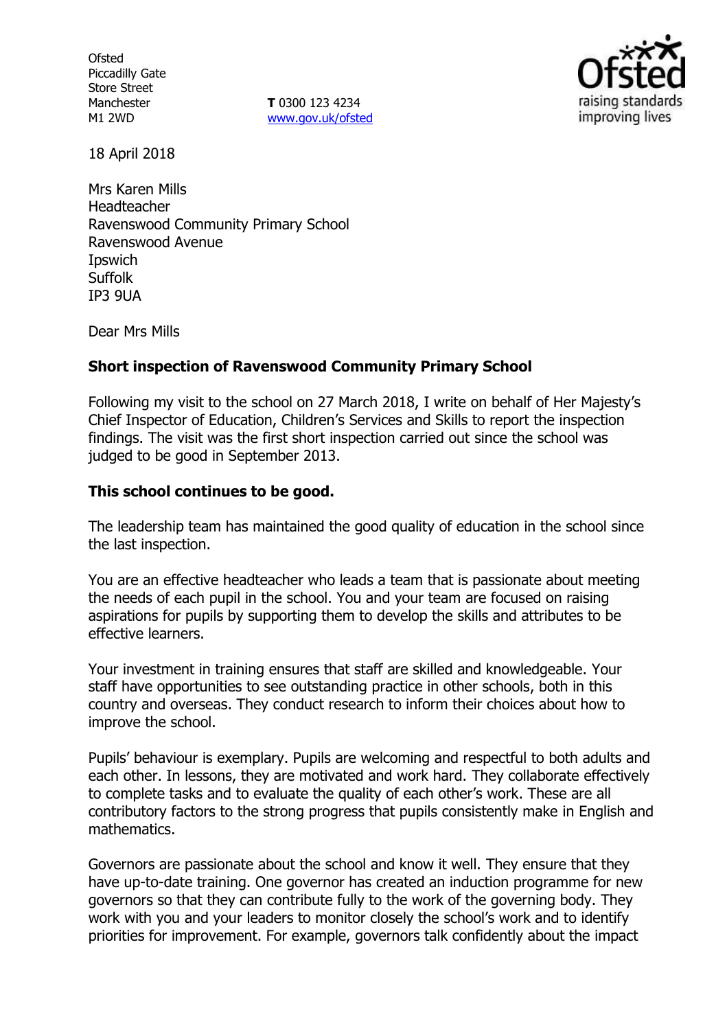Ofsted
Piccadilly Gate
Store Street
Manchester
M1 2WD

**T** 0300 123 4234
www.gov.uk/ofsted

18 April 2018

Mrs Karen Mills
Headteacher
Ravenswood Community Primary School
Ravenswood Avenue
Ipswich
Suffolk
IP3 9UA

Dear Mrs Mills

**Short inspection of Ravenswood Community Primary School**

Following my visit to the school on 27 March 2018, I write on behalf of Her Majesty's Chief Inspector of Education, Children's Services and Skills to report the inspection findings. The visit was the first short inspection carried out since the school was judged to be good in September 2013.

**This school continues to be good.**

The leadership team has maintained the good quality of education in the school since the last inspection.

You are an effective headteacher who leads a team that is passionate about meeting the needs of each pupil in the school. You and your team are focused on raising aspirations for pupils by supporting them to develop the skills and attributes to be effective learners.

Your investment in training ensures that staff are skilled and knowledgeable. Your staff have opportunities to see outstanding practice in other schools, both in this country and overseas. They conduct research to inform their choices about how to improve the school.

Pupils' behaviour is exemplary. Pupils are welcoming and respectful to both adults and each other. In lessons, they are motivated and work hard. They collaborate effectively to complete tasks and to evaluate the quality of each other's work. These are all contributory factors to the strong progress that pupils consistently make in English and mathematics.

Governors are passionate about the school and know it well. They ensure that they have up-to-date training. One governor has created an induction programme for new governors so that they can contribute fully to the work of the governing body. They work with you and your leaders to monitor closely the school's work and to identify priorities for improvement. For example, governors talk confidently about the impact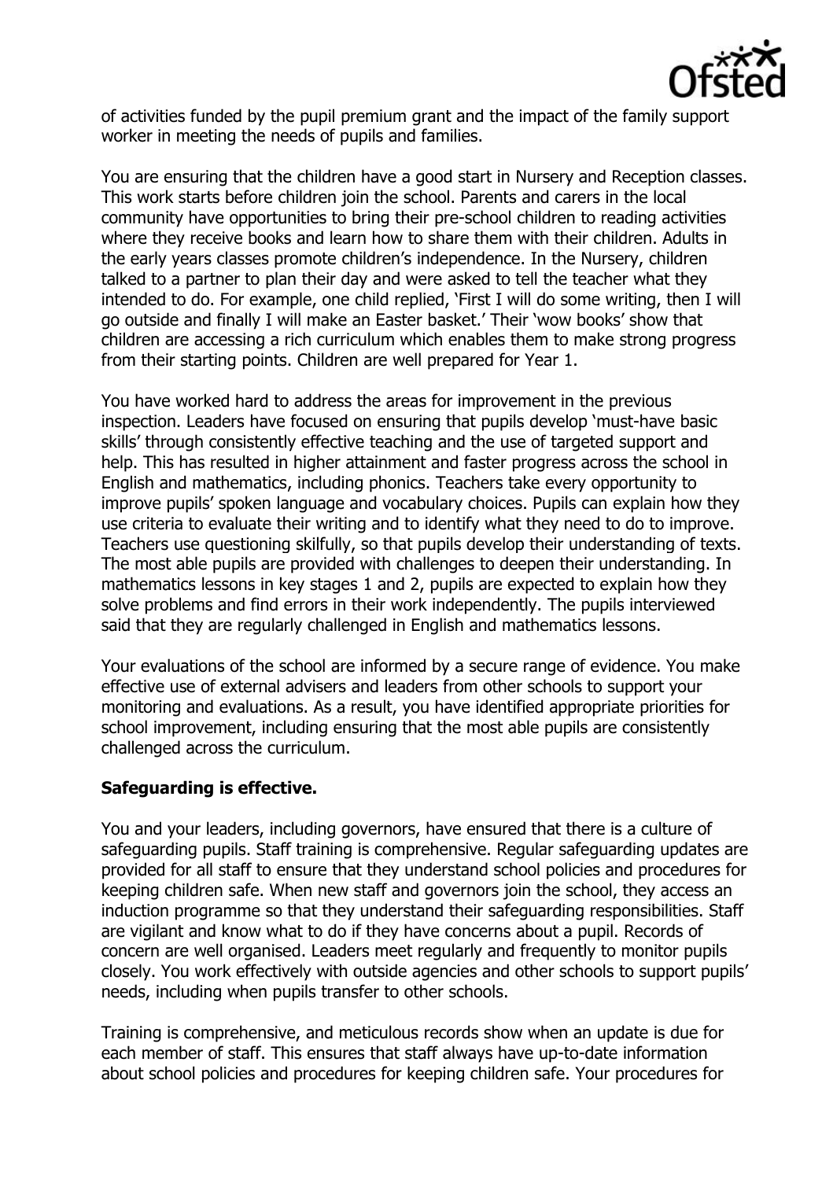of activities funded by the pupil premium grant and the impact of the family support worker in meeting the needs of pupils and families.

You are ensuring that the children have a good start in Nursery and Reception classes. This work starts before children join the school. Parents and carers in the local community have opportunities to bring their pre-school children to reading activities where they receive books and learn how to share them with their children. Adults in the early years classes promote children's independence. In the Nursery, children talked to a partner to plan their day and were asked to tell the teacher what they intended to do. For example, one child replied, 'First I will do some writing, then I will go outside and finally I will make an Easter basket.' Their 'wow books' show that children are accessing a rich curriculum which enables them to make strong progress from their starting points. Children are well prepared for Year 1.

You have worked hard to address the areas for improvement in the previous inspection. Leaders have focused on ensuring that pupils develop 'must-have basic skills' through consistently effective teaching and the use of targeted support and help. This has resulted in higher attainment and faster progress across the school in English and mathematics, including phonics. Teachers take every opportunity to improve pupils' spoken language and vocabulary choices. Pupils can explain how they use criteria to evaluate their writing and to identify what they need to do to improve. Teachers use questioning skilfully, so that pupils develop their understanding of texts. The most able pupils are provided with challenges to deepen their understanding. In mathematics lessons in key stages 1 and 2, pupils are expected to explain how they solve problems and find errors in their work independently. The pupils interviewed said that they are regularly challenged in English and mathematics lessons.

Your evaluations of the school are informed by a secure range of evidence. You make effective use of external advisers and leaders from other schools to support your monitoring and evaluations. As a result, you have identified appropriate priorities for school improvement, including ensuring that the most able pupils are consistently challenged across the curriculum.

**Safeguarding is effective.**

You and your leaders, including governors, have ensured that there is a culture of safeguarding pupils. Staff training is comprehensive. Regular safeguarding updates are provided for all staff to ensure that they understand school policies and procedures for keeping children safe. When new staff and governors join the school, they access an induction programme so that they understand their safeguarding responsibilities. Staff are vigilant and know what to do if they have concerns about a pupil. Records of concern are well organised. Leaders meet regularly and frequently to monitor pupils closely. You work effectively with outside agencies and other schools to support pupils' needs, including when pupils transfer to other schools.

Training is comprehensive, and meticulous records show when an update is due for each member of staff. This ensures that staff always have up-to-date information about school policies and procedures for keeping children safe. Your procedures for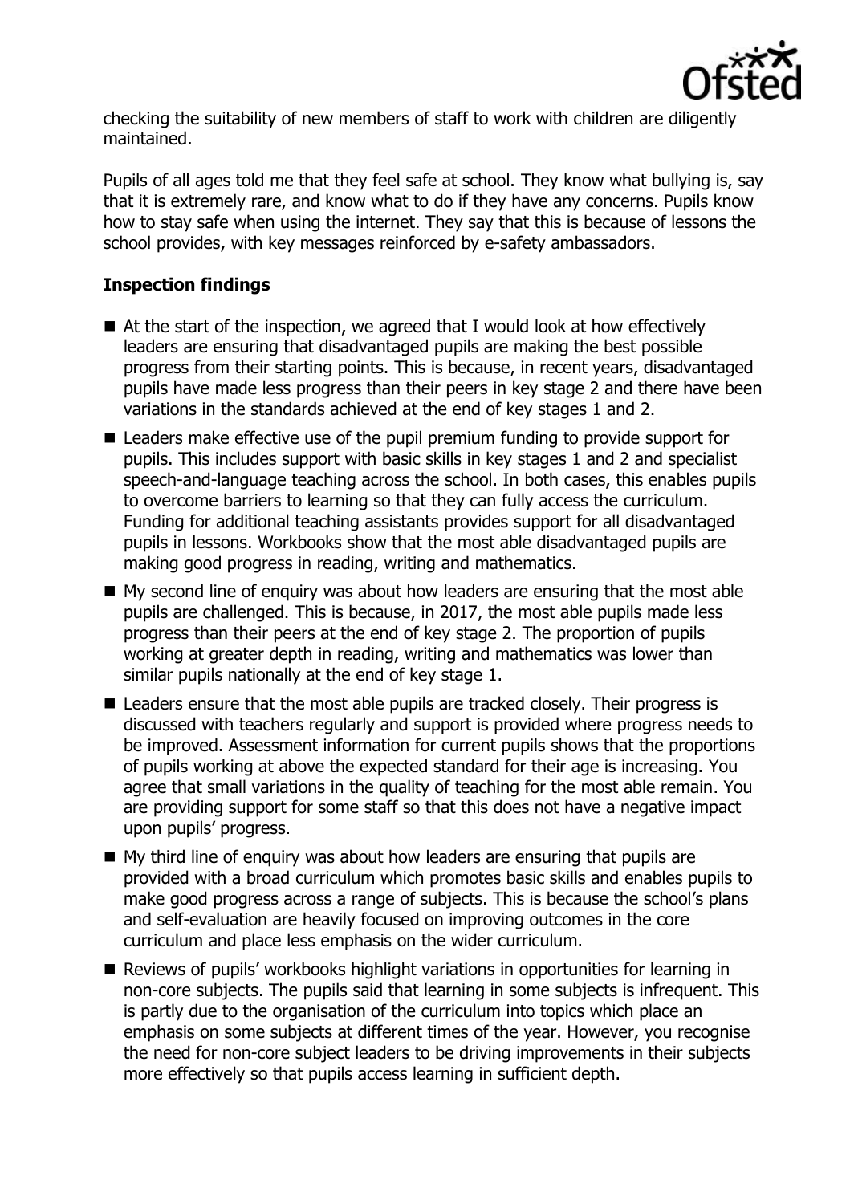checking the suitability of new members of staff to work with children are diligently maintained.

Pupils of all ages told me that they feel safe at school. They know what bullying is, say that it is extremely rare, and know what to do if they have any concerns. Pupils know how to stay safe when using the internet. They say that this is because of lessons the school provides, with key messages reinforced by e-safety ambassadors.

### Inspection findings

- At the start of the inspection, we agreed that I would look at how effectively leaders are ensuring that disadvantaged pupils are making the best possible progress from their starting points. This is because, in recent years, disadvantaged pupils have made less progress than their peers in key stage 2 and there have been variations in the standards achieved at the end of key stages 1 and 2.
- Leaders make effective use of the pupil premium funding to provide support for pupils. This includes support with basic skills in key stages 1 and 2 and specialist speech-and-language teaching across the school. In both cases, this enables pupils to overcome barriers to learning so that they can fully access the curriculum. Funding for additional teaching assistants provides support for all disadvantaged pupils in lessons. Workbooks show that the most able disadvantaged pupils are making good progress in reading, writing and mathematics.
- My second line of enquiry was about how leaders are ensuring that the most able pupils are challenged. This is because, in 2017, the most able pupils made less progress than their peers at the end of key stage 2. The proportion of pupils working at greater depth in reading, writing and mathematics was lower than similar pupils nationally at the end of key stage 1.
- Leaders ensure that the most able pupils are tracked closely. Their progress is discussed with teachers regularly and support is provided where progress needs to be improved. Assessment information for current pupils shows that the proportions of pupils working at above the expected standard for their age is increasing. You agree that small variations in the quality of teaching for the most able remain. You are providing support for some staff so that this does not have a negative impact upon pupils' progress.
- My third line of enquiry was about how leaders are ensuring that pupils are provided with a broad curriculum which promotes basic skills and enables pupils to make good progress across a range of subjects. This is because the school's plans and self-evaluation are heavily focused on improving outcomes in the core curriculum and place less emphasis on the wider curriculum.
- Reviews of pupils' workbooks highlight variations in opportunities for learning in non-core subjects. The pupils said that learning in some subjects is infrequent. This is partly due to the organisation of the curriculum into topics which place an emphasis on some subjects at different times of the year. However, you recognise the need for non-core subject leaders to be driving improvements in their subjects more effectively so that pupils access learning in sufficient depth.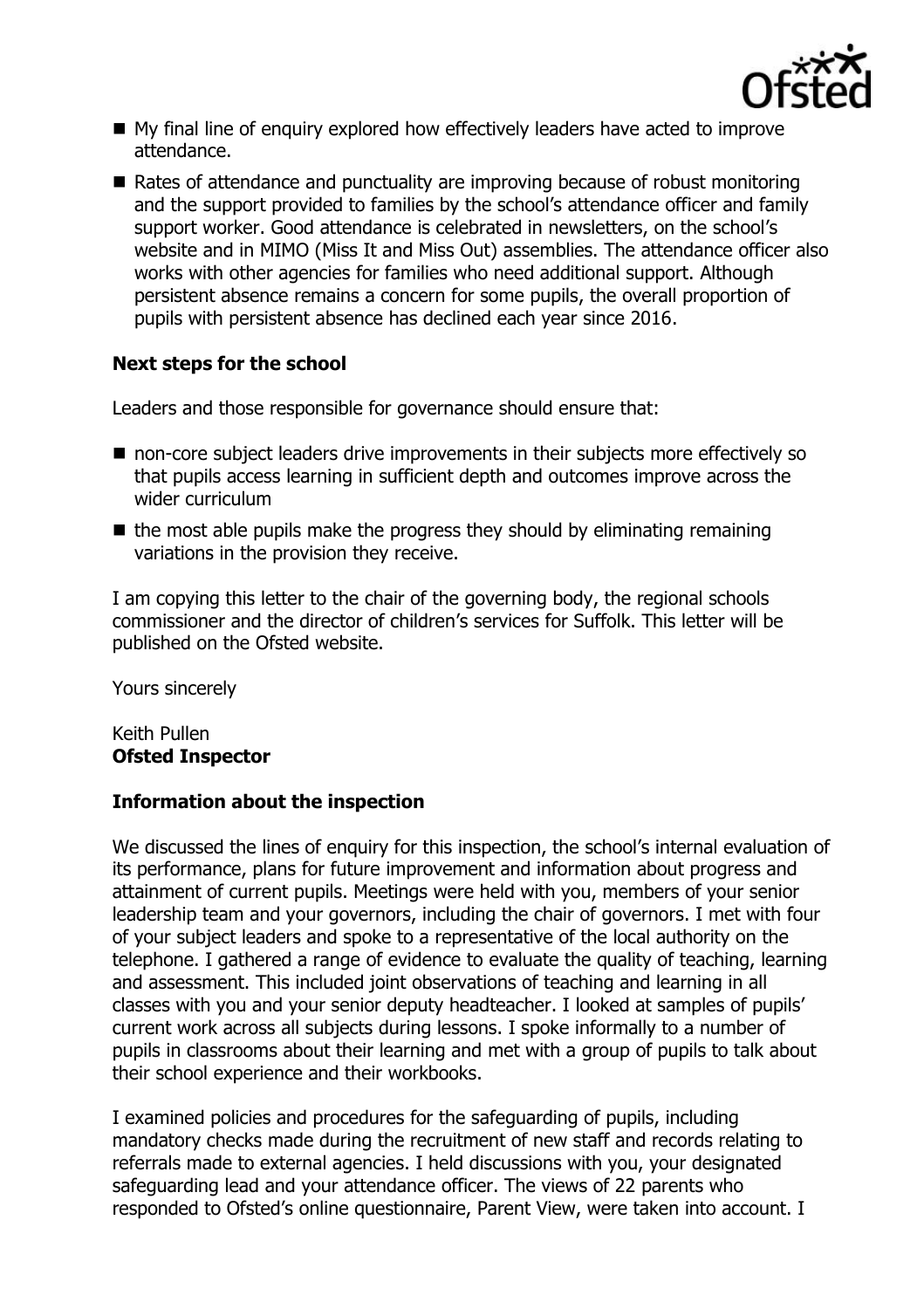- My final line of enquiry explored how effectively leaders have acted to improve attendance.
- Rates of attendance and punctuality are improving because of robust monitoring and the support provided to families by the school's attendance officer and family support worker. Good attendance is celebrated in newsletters, on the school's website and in MIMO (Miss It and Miss Out) assemblies. The attendance officer also works with other agencies for families who need additional support. Although persistent absence remains a concern for some pupils, the overall proportion of pupils with persistent absence has declined each year since 2016.

**Next steps for the school**

Leaders and those responsible for governance should ensure that:

- non-core subject leaders drive improvements in their subjects more effectively so that pupils access learning in sufficient depth and outcomes improve across the wider curriculum
- the most able pupils make the progress they should by eliminating remaining variations in the provision they receive.

I am copying this letter to the chair of the governing body, the regional schools commissioner and the director of children's services for Suffolk. This letter will be published on the Ofsted website.

Yours sincerely

Keith Pullen
**Ofsted Inspector**

**Information about the inspection**

We discussed the lines of enquiry for this inspection, the school's internal evaluation of its performance, plans for future improvement and information about progress and attainment of current pupils. Meetings were held with you, members of your senior leadership team and your governors, including the chair of governors. I met with four of your subject leaders and spoke to a representative of the local authority on the telephone. I gathered a range of evidence to evaluate the quality of teaching, learning and assessment. This included joint observations of teaching and learning in all classes with you and your senior deputy headteacher. I looked at samples of pupils' current work across all subjects during lessons. I spoke informally to a number of pupils in classrooms about their learning and met with a group of pupils to talk about their school experience and their workbooks.

I examined policies and procedures for the safeguarding of pupils, including mandatory checks made during the recruitment of new staff and records relating to referrals made to external agencies. I held discussions with you, your designated safeguarding lead and your attendance officer. The views of 22 parents who responded to Ofsted's online questionnaire, Parent View, were taken into account. I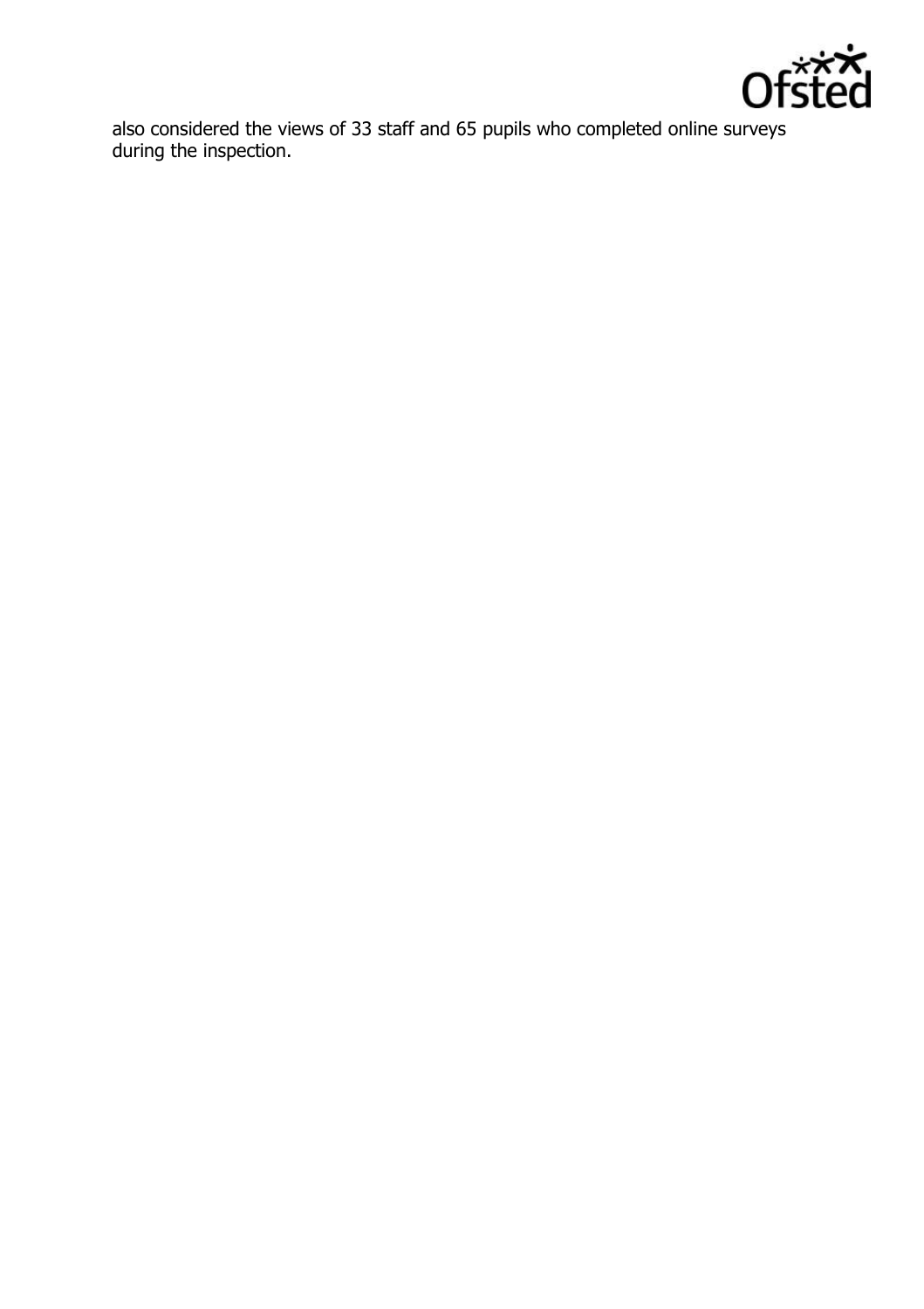also considered the views of 33 staff and 65 pupils who completed online surveys during the inspection.